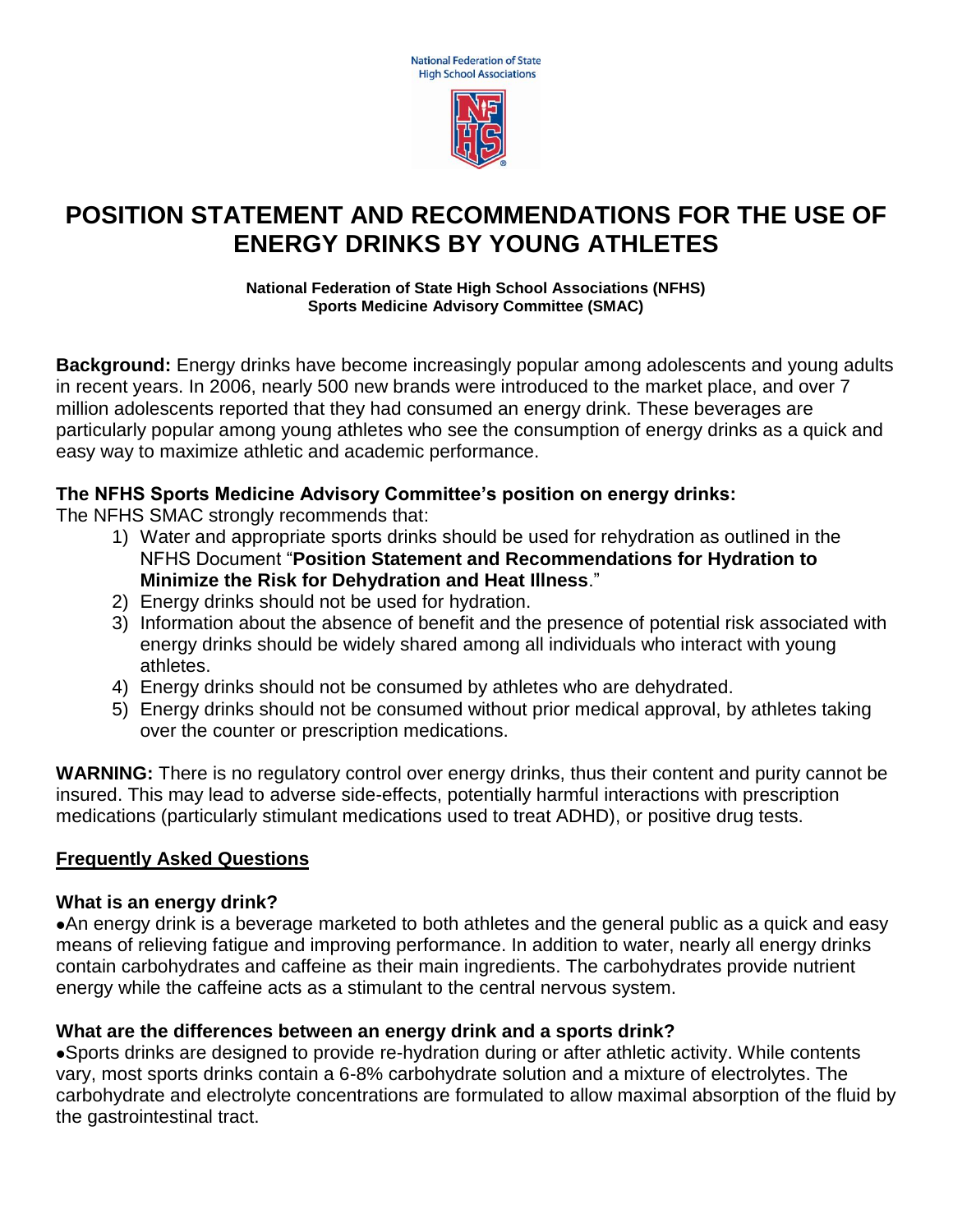National Federation of State High School Associations

# POSITION STATEMENT AND RECOMMENDATIONS FOR THE USE OF ENERGY DRINKS BY YOUNG ATHLETES

**National Federation of State High School Associations (NFHS)**
**Sports Medicine Advisory Committee (SMAC)**

**Background:** Energy drinks have become increasingly popular among adolescents and young adults in recent years. In 2006, nearly 500 new brands were introduced to the market place, and over 7 million adolescents reported that they had consumed an energy drink. These beverages are particularly popular among young athletes who see the consumption of energy drinks as a quick and easy way to maximize athletic and academic performance.

**The NFHS Sports Medicine Advisory Committee's position on energy drinks:**

The NFHS SMAC strongly recommends that:

1) Water and appropriate sports drinks should be used for rehydration as outlined in the NFHS Document "**Position Statement and Recommendations for Hydration to Minimize the Risk for Dehydration and Heat Illness**."
2) Energy drinks should not be used for hydration.
3) Information about the absence of benefit and the presence of potential risk associated with energy drinks should be widely shared among all individuals who interact with young athletes.
4) Energy drinks should not be consumed by athletes who are dehydrated.
5) Energy drinks should not be consumed without prior medical approval, by athletes taking over the counter or prescription medications.

**WARNING:** There is no regulatory control over energy drinks, thus their content and purity cannot be insured. This may lead to adverse side-effects, potentially harmful interactions with prescription medications (particularly stimulant medications used to treat ADHD), or positive drug tests.

## Frequently Asked Questions

### What is an energy drink?

- An energy drink is a beverage marketed to both athletes and the general public as a quick and easy means of relieving fatigue and improving performance. In addition to water, nearly all energy drinks contain carbohydrates and caffeine as their main ingredients. The carbohydrates provide nutrient energy while the caffeine acts as a stimulant to the central nervous system.

### What are the differences between an energy drink and a sports drink?

- Sports drinks are designed to provide re-hydration during or after athletic activity. While contents vary, most sports drinks contain a 6-8% carbohydrate solution and a mixture of electrolytes. The carbohydrate and electrolyte concentrations are formulated to allow maximal absorption of the fluid by the gastrointestinal tract.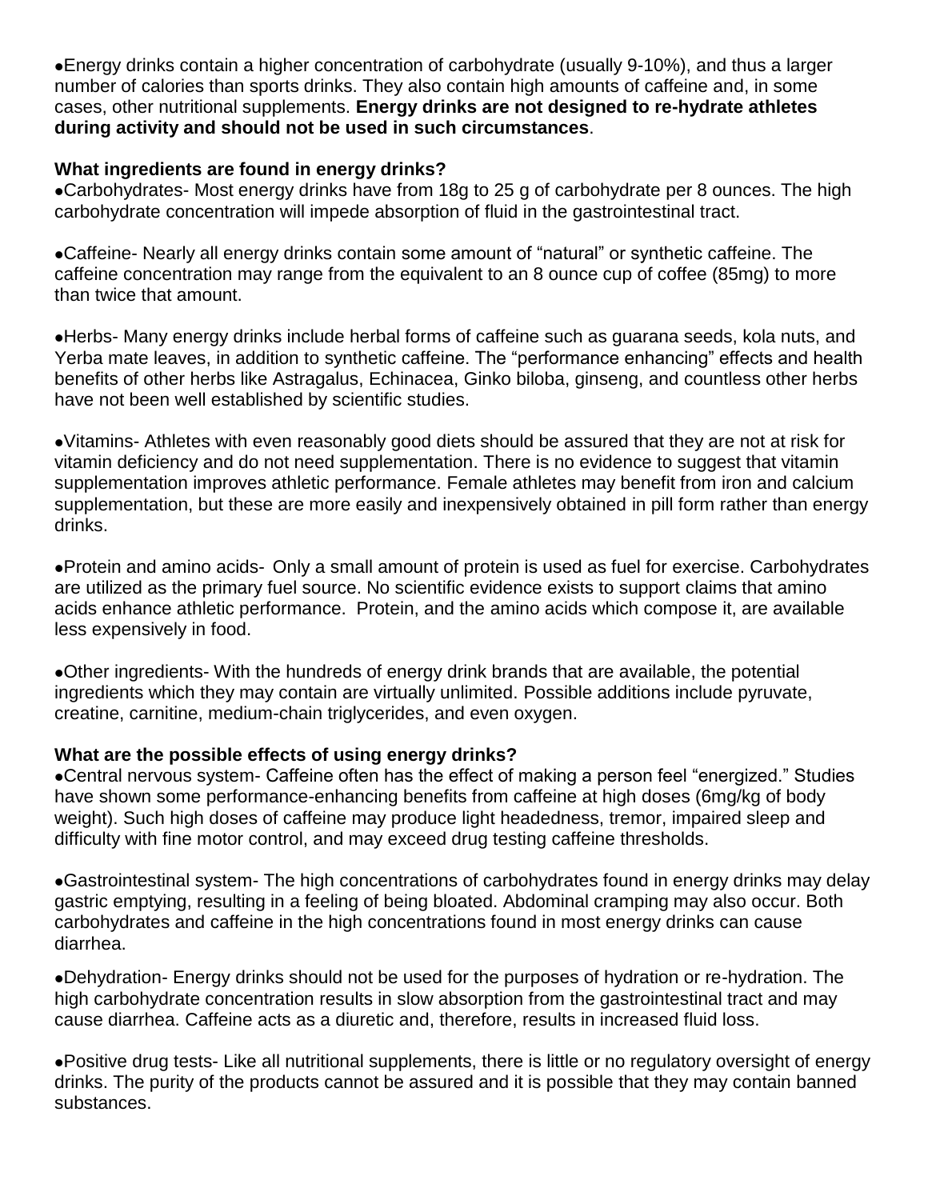- Energy drinks contain a higher concentration of carbohydrate (usually 9-10%), and thus a larger number of calories than sports drinks. They also contain high amounts of caffeine and, in some cases, other nutritional supplements. **Energy drinks are not designed to re-hydrate athletes during activity and should not be used in such circumstances**.

**What ingredients are found in energy drinks?**

- Carbohydrates- Most energy drinks have from 18g to 25 g of carbohydrate per 8 ounces. The high carbohydrate concentration will impede absorption of fluid in the gastrointestinal tract.

- Caffeine- Nearly all energy drinks contain some amount of "natural" or synthetic caffeine. The caffeine concentration may range from the equivalent to an 8 ounce cup of coffee (85mg) to more than twice that amount.

- Herbs- Many energy drinks include herbal forms of caffeine such as guarana seeds, kola nuts, and Yerba mate leaves, in addition to synthetic caffeine. The "performance enhancing" effects and health benefits of other herbs like Astragalus, Echinacea, Ginko biloba, ginseng, and countless other herbs have not been well established by scientific studies.

- Vitamins- Athletes with even reasonably good diets should be assured that they are not at risk for vitamin deficiency and do not need supplementation. There is no evidence to suggest that vitamin supplementation improves athletic performance. Female athletes may benefit from iron and calcium supplementation, but these are more easily and inexpensively obtained in pill form rather than energy drinks.

- Protein and amino acids- Only a small amount of protein is used as fuel for exercise. Carbohydrates are utilized as the primary fuel source. No scientific evidence exists to support claims that amino acids enhance athletic performance. Protein, and the amino acids which compose it, are available less expensively in food.

- Other ingredients- With the hundreds of energy drink brands that are available, the potential ingredients which they may contain are virtually unlimited. Possible additions include pyruvate, creatine, carnitine, medium-chain triglycerides, and even oxygen.

**What are the possible effects of using energy drinks?**

- Central nervous system- Caffeine often has the effect of making a person feel "energized." Studies have shown some performance-enhancing benefits from caffeine at high doses (6mg/kg of body weight). Such high doses of caffeine may produce light headedness, tremor, impaired sleep and difficulty with fine motor control, and may exceed drug testing caffeine thresholds.

- Gastrointestinal system- The high concentrations of carbohydrates found in energy drinks may delay gastric emptying, resulting in a feeling of being bloated. Abdominal cramping may also occur. Both carbohydrates and caffeine in the high concentrations found in most energy drinks can cause diarrhea.

- Dehydration- Energy drinks should not be used for the purposes of hydration or re-hydration. The high carbohydrate concentration results in slow absorption from the gastrointestinal tract and may cause diarrhea. Caffeine acts as a diuretic and, therefore, results in increased fluid loss.

- Positive drug tests- Like all nutritional supplements, there is little or no regulatory oversight of energy drinks. The purity of the products cannot be assured and it is possible that they may contain banned substances.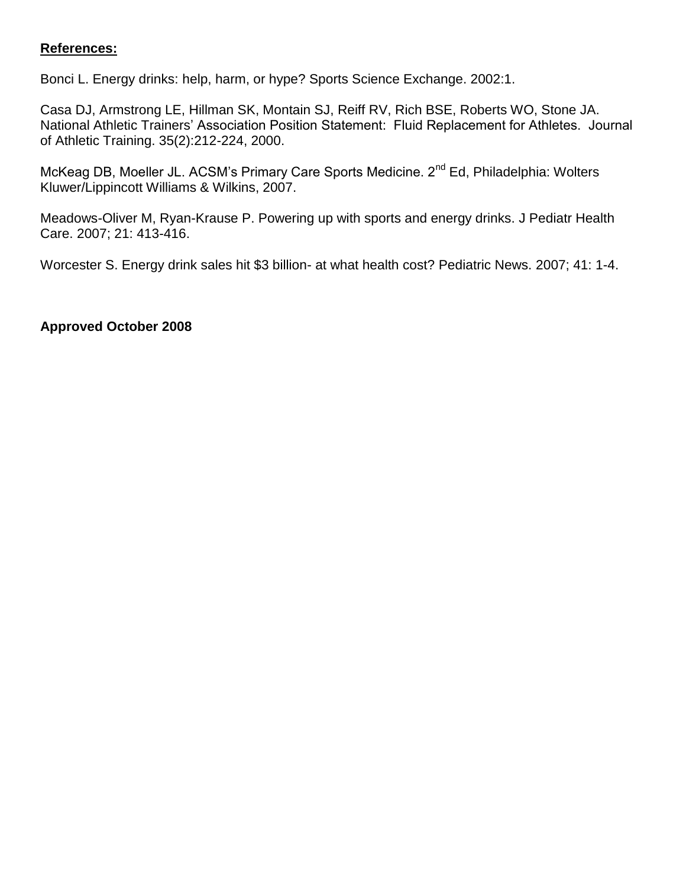**References:**

Bonci L. Energy drinks: help, harm, or hype? Sports Science Exchange. 2002:1.

Casa DJ, Armstrong LE, Hillman SK, Montain SJ, Reiff RV, Rich BSE, Roberts WO, Stone JA. National Athletic Trainers' Association Position Statement: Fluid Replacement for Athletes. Journal of Athletic Training. 35(2):212-224, 2000.

McKeag DB, Moeller JL. ACSM's Primary Care Sports Medicine. 2nd Ed, Philadelphia: Wolters Kluwer/Lippincott Williams & Wilkins, 2007.

Meadows-Oliver M, Ryan-Krause P. Powering up with sports and energy drinks. J Pediatr Health Care. 2007; 21: 413-416.

Worcester S. Energy drink sales hit $3 billion- at what health cost? Pediatric News. 2007; 41: 1-4.

**Approved October 2008**